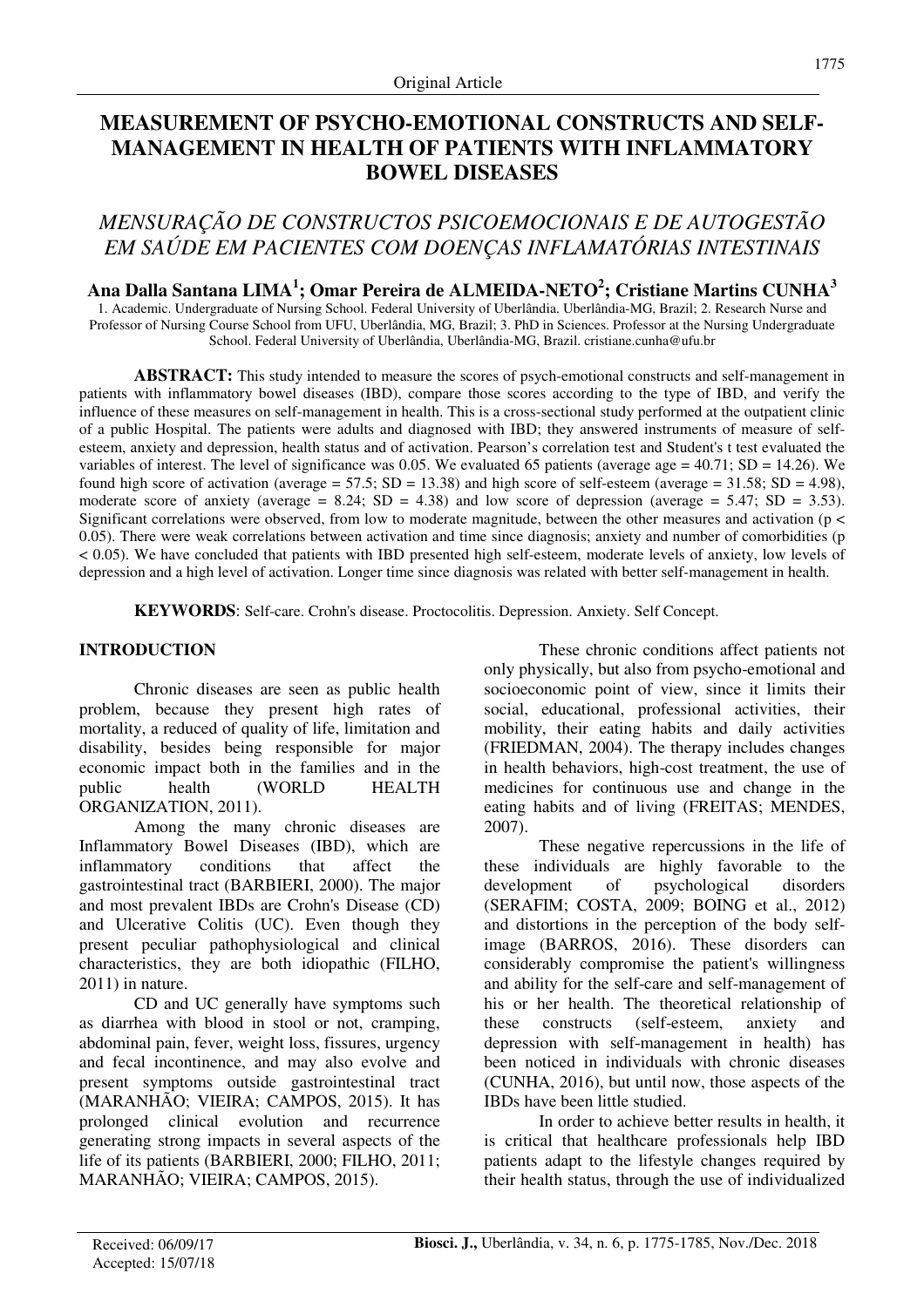Original Article

# MEASUREMENT OF PSYCHO-EMOTIONAL CONSTRUCTS AND SELF-MANAGEMENT IN HEALTH OF PATIENTS WITH INFLAMMATORY BOWEL DISEASES

## *MENSURAÇÃO DE CONSTRUCTOS PSICOEMOCIONAIS E DE AUTOGESTÃO EM SAÚDE EM PACIENTES COM DOENÇAS INFLAMATÓRIAS INTESTINAIS*

**Ana Dalla Santana LIMA[1]; Omar Pereira de ALMEIDA-NETO[2]; Cristiane Martins CUNHA[3]**

1. Academic. Undergraduate of Nursing School. Federal University of Uberlândia. Uberlândia-MG, Brazil; 2. Research Nurse and Professor of Nursing Course School from UFU, Uberlândia, MG, Brazil; 3. PhD in Sciences. Professor at the Nursing Undergraduate School. Federal University of Uberlândia, Uberlândia-MG, Brazil. cristiane.cunha@ufu.br

**ABSTRACT:** This study intended to measure the scores of psych-emotional constructs and self-management in patients with inflammatory bowel diseases (IBD), compare those scores according to the type of IBD, and verify the influence of these measures on self-management in health. This is a cross-sectional study performed at the outpatient clinic of a public Hospital. The patients were adults and diagnosed with IBD; they answered instruments of measure of self-esteem, anxiety and depression, health status and of activation. Pearson's correlation test and Student's t test evaluated the variables of interest. The level of significance was 0.05. We evaluated 65 patients (average age = 40.71; SD = 14.26). We found high score of activation (average = 57.5; SD = 13.38) and high score of self-esteem (average = 31.58; SD = 4.98), moderate score of anxiety (average = 8.24; SD = 4.38) and low score of depression (average = 5.47; SD = 3.53). Significant correlations were observed, from low to moderate magnitude, between the other measures and activation ($p < 0.05$). There were weak correlations between activation and time since diagnosis; anxiety and number of comorbidities ($p < 0.05$). We have concluded that patients with IBD presented high self-esteem, moderate levels of anxiety, low levels of depression and a high level of activation. Longer time since diagnosis was related with better self-management in health.

**KEYWORDS**: Self-care. Crohn's disease. Proctocolitis. Depression. Anxiety. Self Concept.

## INTRODUCTION

Chronic diseases are seen as public health problem, because they present high rates of mortality, a reduced of quality of life, limitation and disability, besides being responsible for major economic impact both in the families and in the public health (WORLD HEALTH ORGANIZATION, 2011).

Among the many chronic diseases are Inflammatory Bowel Diseases (IBD), which are inflammatory conditions that affect the gastrointestinal tract (BARBIERI, 2000). The major and most prevalent IBDs are Crohn's Disease (CD) and Ulcerative Colitis (UC). Even though they present peculiar pathophysiological and clinical characteristics, they are both idiopathic (FILHO, 2011) in nature.

CD and UC generally have symptoms such as diarrhea with blood in stool or not, cramping, abdominal pain, fever, weight loss, fissures, urgency and fecal incontinence, and may also evolve and present symptoms outside gastrointestinal tract (MARANHÃO; VIEIRA; CAMPOS, 2015). It has prolonged clinical evolution and recurrence generating strong impacts in several aspects of the life of its patients (BARBIERI, 2000; FILHO, 2011; MARANHÃO; VIEIRA; CAMPOS, 2015).

These chronic conditions affect patients not only physically, but also from psycho-emotional and socioeconomic point of view, since it limits their social, educational, professional activities, their mobility, their eating habits and daily activities (FRIEDMAN, 2004). The therapy includes changes in health behaviors, high-cost treatment, the use of medicines for continuous use and change in the eating habits and of living (FREITAS; MENDES, 2007).

These negative repercussions in the life of these individuals are highly favorable to the development of psychological disorders (SERAFIM; COSTA, 2009; BOING et al., 2012) and distortions in the perception of the body self-image (BARROS, 2016). These disorders can considerably compromise the patient's willingness and ability for the self-care and self-management of his or her health. The theoretical relationship of these constructs (self-esteem, anxiety and depression with self-management in health) has been noticed in individuals with chronic diseases (CUNHA, 2016), but until now, those aspects of the IBDs have been little studied.

In order to achieve better results in health, it is critical that healthcare professionals help IBD patients adapt to the lifestyle changes required by their health status, through the use of individualized

Received: 06/09/17
Accepted: 15/07/18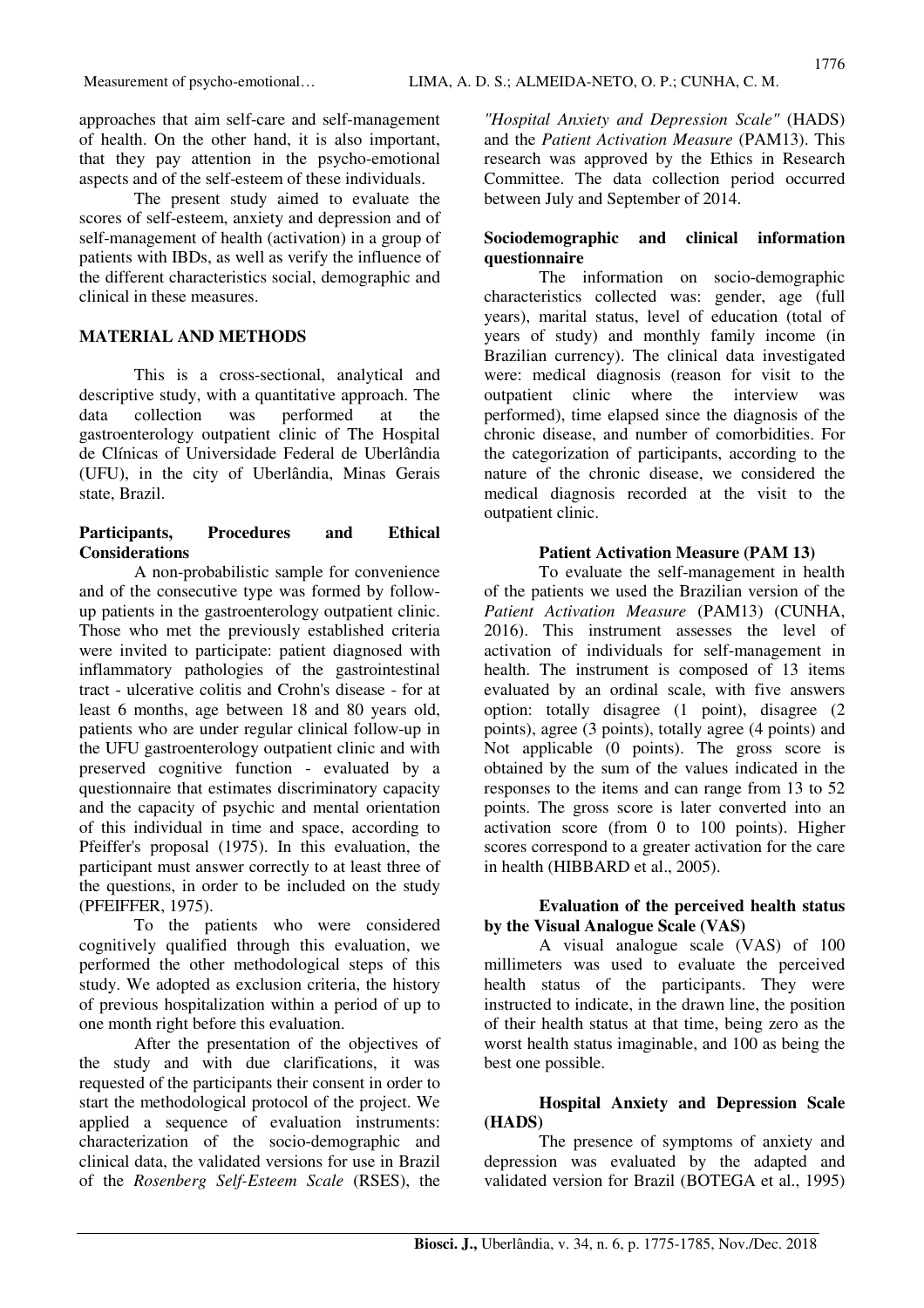approaches that aim self-care and self-management of health. On the other hand, it is also important, that they pay attention in the psycho-emotional aspects and of the self-esteem of these individuals.

The present study aimed to evaluate the scores of self-esteem, anxiety and depression and of self-management of health (activation) in a group of patients with IBDs, as well as verify the influence of the different characteristics social, demographic and clinical in these measures.

## MATERIAL AND METHODS

This is a cross-sectional, analytical and descriptive study, with a quantitative approach. The data collection was performed at the gastroenterology outpatient clinic of The Hospital de Clínicas of Universidade Federal de Uberlândia (UFU), in the city of Uberlândia, Minas Gerais state, Brazil.

### Participants, Procedures and Ethical Considerations

A non-probabilistic sample for convenience and of the consecutive type was formed by follow-up patients in the gastroenterology outpatient clinic. Those who met the previously established criteria were invited to participate: patient diagnosed with inflammatory pathologies of the gastrointestinal tract - ulcerative colitis and Crohn's disease - for at least 6 months, age between 18 and 80 years old, patients who are under regular clinical follow-up in the UFU gastroenterology outpatient clinic and with preserved cognitive function - evaluated by a questionnaire that estimates discriminatory capacity and the capacity of psychic and mental orientation of this individual in time and space, according to Pfeiffer's proposal (1975). In this evaluation, the participant must answer correctly to at least three of the questions, in order to be included on the study (PFEIFFER, 1975).

To the patients who were considered cognitively qualified through this evaluation, we performed the other methodological steps of this study. We adopted as exclusion criteria, the history of previous hospitalization within a period of up to one month right before this evaluation.

After the presentation of the objectives of the study and with due clarifications, it was requested of the participants their consent in order to start the methodological protocol of the project. We applied a sequence of evaluation instruments: characterization of the socio-demographic and clinical data, the validated versions for use in Brazil of the *Rosenberg Self-Esteem Scale* (RSES), the *"Hospital Anxiety and Depression Scale"* (HADS) and the *Patient Activation Measure* (PAM13). This research was approved by the Ethics in Research Committee. The data collection period occurred between July and September of 2014.

### Sociodemographic and clinical information questionnaire

The information on socio-demographic characteristics collected was: gender, age (full years), marital status, level of education (total of years of study) and monthly family income (in Brazilian currency). The clinical data investigated were: medical diagnosis (reason for visit to the outpatient clinic where the interview was performed), time elapsed since the diagnosis of the chronic disease, and number of comorbidities. For the categorization of participants, according to the nature of the chronic disease, we considered the medical diagnosis recorded at the visit to the outpatient clinic.

### Patient Activation Measure (PAM 13)

To evaluate the self-management in health of the patients we used the Brazilian version of the *Patient Activation Measure* (PAM13) (CUNHA, 2016). This instrument assesses the level of activation of individuals for self-management in health. The instrument is composed of 13 items evaluated by an ordinal scale, with five answers option: totally disagree (1 point), disagree (2 points), agree (3 points), totally agree (4 points) and Not applicable (0 points). The gross score is obtained by the sum of the values indicated in the responses to the items and can range from 13 to 52 points. The gross score is later converted into an activation score (from 0 to 100 points). Higher scores correspond to a greater activation for the care in health (HIBBARD et al., 2005).

### Evaluation of the perceived health status by the Visual Analogue Scale (VAS)

A visual analogue scale (VAS) of 100 millimeters was used to evaluate the perceived health status of the participants. They were instructed to indicate, in the drawn line, the position of their health status at that time, being zero as the worst health status imaginable, and 100 as being the best one possible.

### Hospital Anxiety and Depression Scale (HADS)

The presence of symptoms of anxiety and depression was evaluated by the adapted and validated version for Brazil (BOTEGA et al., 1995)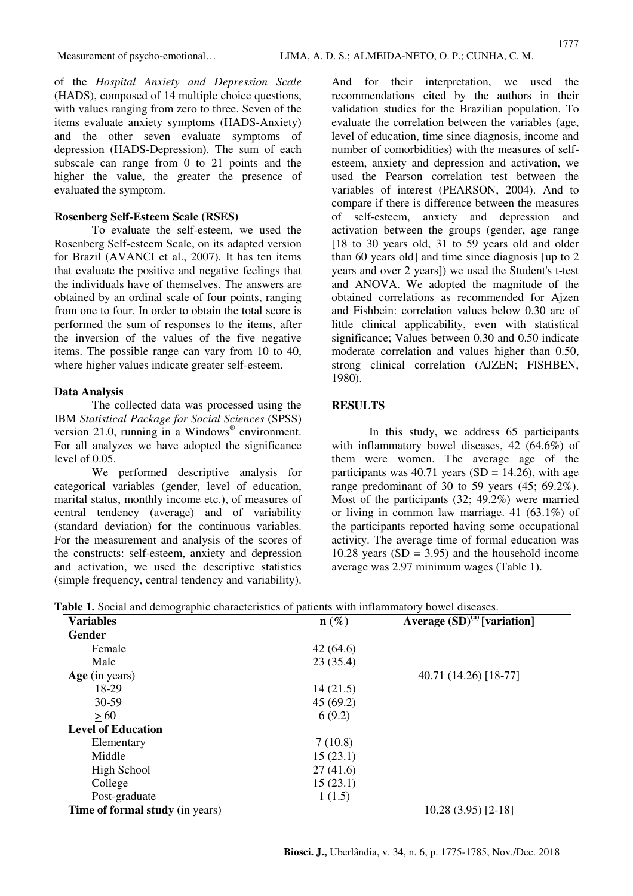of the *Hospital Anxiety and Depression Scale* (HADS), composed of 14 multiple choice questions, with values ranging from zero to three. Seven of the items evaluate anxiety symptoms (HADS-Anxiety) and the other seven evaluate symptoms of depression (HADS-Depression). The sum of each subscale can range from 0 to 21 points and the higher the value, the greater the presence of evaluated the symptom.

**Rosenberg Self-Esteem Scale (RSES)**

To evaluate the self-esteem, we used the Rosenberg Self-esteem Scale, on its adapted version for Brazil (AVANCI et al., 2007). It has ten items that evaluate the positive and negative feelings that the individuals have of themselves. The answers are obtained by an ordinal scale of four points, ranging from one to four. In order to obtain the total score is performed the sum of responses to the items, after the inversion of the values of the five negative items. The possible range can vary from 10 to 40, where higher values indicate greater self-esteem.

**Data Analysis**

The collected data was processed using the IBM *Statistical Package for Social Sciences* (SPSS) version 21.0, running in a Windows® environment. For all analyzes we have adopted the significance level of 0.05.

We performed descriptive analysis for categorical variables (gender, level of education, marital status, monthly income etc.), of measures of central tendency (average) and of variability (standard deviation) for the continuous variables. For the measurement and analysis of the scores of the constructs: self-esteem, anxiety and depression and activation, we used the descriptive statistics (simple frequency, central tendency and variability). And for their interpretation, we used the recommendations cited by the authors in their validation studies for the Brazilian population. To evaluate the correlation between the variables (age, level of education, time since diagnosis, income and number of comorbidities) with the measures of self-esteem, anxiety and depression and activation, we used the Pearson correlation test between the variables of interest (PEARSON, 2004). And to compare if there is difference between the measures of self-esteem, anxiety and depression and activation between the groups (gender, age range [18 to 30 years old, 31 to 59 years old and older than 60 years old] and time since diagnosis [up to 2 years and over 2 years]) we used the Student's t-test and ANOVA. We adopted the magnitude of the obtained correlations as recommended for Ajzen and Fishbein: correlation values below 0.30 are of little clinical applicability, even with statistical significance; Values between 0.30 and 0.50 indicate moderate correlation and values higher than 0.50, strong clinical correlation (AJZEN; FISHBEN, 1980).

## RESULTS

In this study, we address 65 participants with inflammatory bowel diseases, 42 (64.6%) of them were women. The average age of the participants was 40.71 years (SD = 14.26), with age range predominant of 30 to 59 years (45; 69.2%). Most of the participants (32; 49.2%) were married or living in common law marriage. 41 (63.1%) of the participants reported having some occupational activity. The average time of formal education was 10.28 years (SD = 3.95) and the household income average was 2.97 minimum wages (Table 1).

**Table 1.** Social and demographic characteristics of patients with inflammatory bowel diseases.

| Variables | n (%) | Average (SD)[(a)] [variation] |
|---|---|---|
| **Gender** | | |
| Female | 42 (64.6) | |
| Male | 23 (35.4) | |
| **Age** (in years) | | 40.71 (14.26) [18-77] |
| 18-29 | 14 (21.5) | |
| 30-59 | 45 (69.2) | |
| ≥ 60 | 6 (9.2) | |
| **Level of Education** | | |
| Elementary | 7 (10.8) | |
| Middle | 15 (23.1) | |
| High School | 27 (41.6) | |
| College | 15 (23.1) | |
| Post-graduate | 1 (1.5) | |
| **Time of formal study** (in years) | | 10.28 (3.95) [2-18] |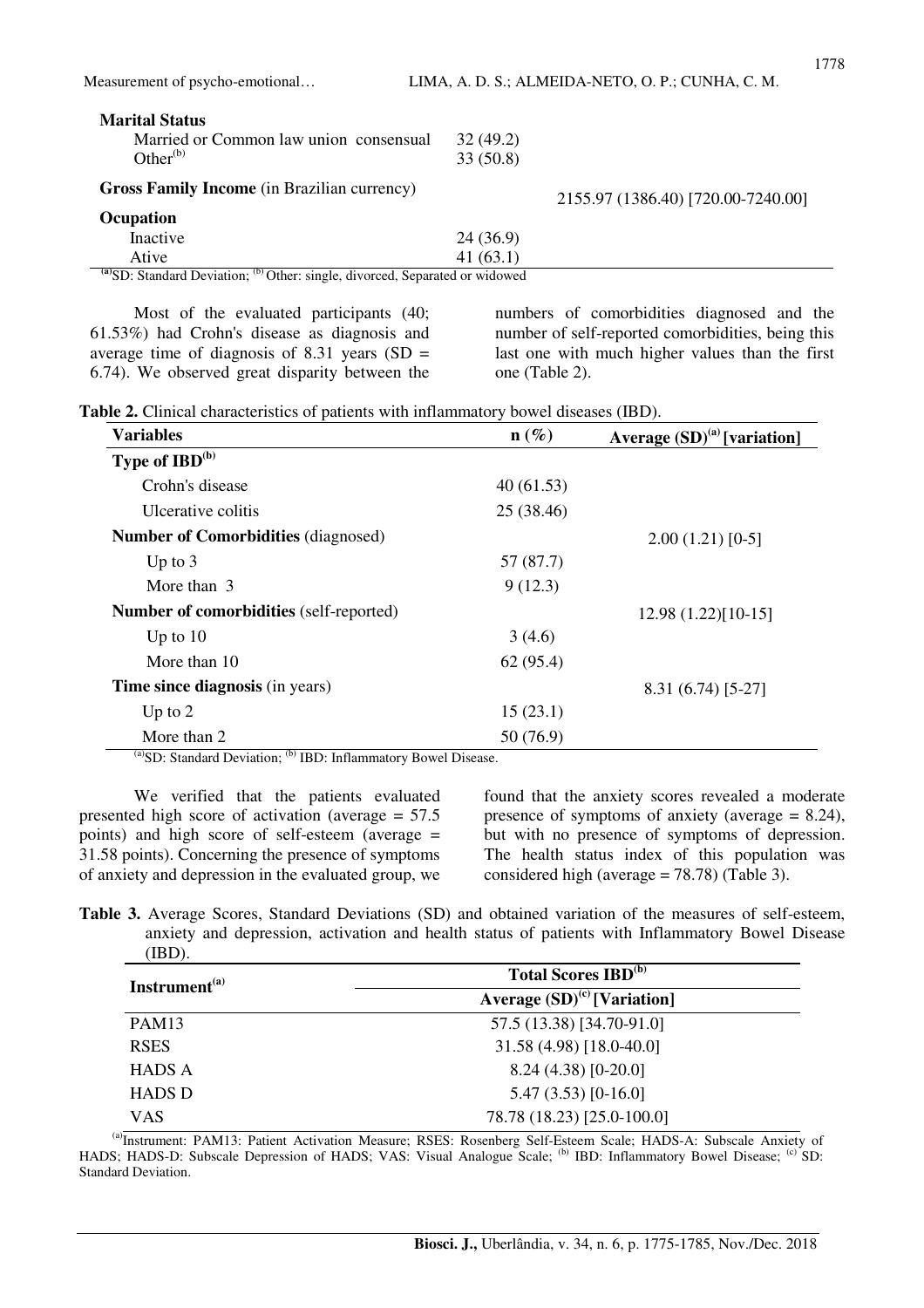| | | |
|---|---|---|
| **Marital Status** | | |
| Married or Common law union consensual | 32 (49.2) | |
| Other[(b)] | 33 (50.8) | |
| **Gross Family Income** (in Brazilian currency) | | 2155.97 (1386.40) [720.00-7240.00] |
| **Ocupation** | | |
| Inactive | 24 (36.9) | |
| Ative | 41 (63.1) | |

[(a)]SD: Standard Deviation; [(b)] Other: single, divorced, Separated or widowed

Most of the evaluated participants (40; 61.53%) had Crohn's disease as diagnosis and average time of diagnosis of 8.31 years (SD = 6.74). We observed great disparity between the numbers of comorbidities diagnosed and the number of self-reported comorbidities, being this last one with much higher values than the first one (Table 2).

**Table 2.** Clinical characteristics of patients with inflammatory bowel diseases (IBD).

| Variables | n (%) | Average (SD)[(a)] [variation] |
|---|---|---|
| **Type of IBD[(b)]** | | |
| Crohn's disease | 40 (61.53) | |
| Ulcerative colitis | 25 (38.46) | |
| **Number of Comorbidities** (diagnosed) | | 2.00 (1.21) [0-5] |
| Up to 3 | 57 (87.7) | |
| More than 3 | 9 (12.3) | |
| **Number of comorbidities** (self-reported) | | 12.98 (1.22)[10-15] |
| Up to 10 | 3 (4.6) | |
| More than 10 | 62 (95.4) | |
| **Time since diagnosis** (in years) | | 8.31 (6.74) [5-27] |
| Up to 2 | 15 (23.1) | |
| More than 2 | 50 (76.9) | |

[(a)]SD: Standard Deviation; [(b)] IBD: Inflammatory Bowel Disease.

We verified that the patients evaluated presented high score of activation (average = 57.5 points) and high score of self-esteem (average = 31.58 points). Concerning the presence of symptoms of anxiety and depression in the evaluated group, we found that the anxiety scores revealed a moderate presence of symptoms of anxiety (average = 8.24), but with no presence of symptoms of depression. The health status index of this population was considered high (average = 78.78) (Table 3).

**Table 3.** Average Scores, Standard Deviations (SD) and obtained variation of the measures of self-esteem, anxiety and depression, activation and health status of patients with Inflammatory Bowel Disease (IBD).

| Instrument[(a)] | Total Scores IBD[(b)] |
|---|---|
| | Average (SD)[(c)] [Variation] |
| PAM13 | 57.5 (13.38) [34.70-91.0] |
| RSES | 31.58 (4.98) [18.0-40.0] |
| HADS A | 8.24 (4.38) [0-20.0] |
| HADS D | 5.47 (3.53) [0-16.0] |
| VAS | 78.78 (18.23) [25.0-100.0] |

[(a)]Instrument: PAM13: Patient Activation Measure; RSES: Rosenberg Self-Esteem Scale; HADS-A: Subscale Anxiety of HADS; HADS-D: Subscale Depression of HADS; VAS: Visual Analogue Scale; [(b)] IBD: Inflammatory Bowel Disease; [(c)] SD: Standard Deviation.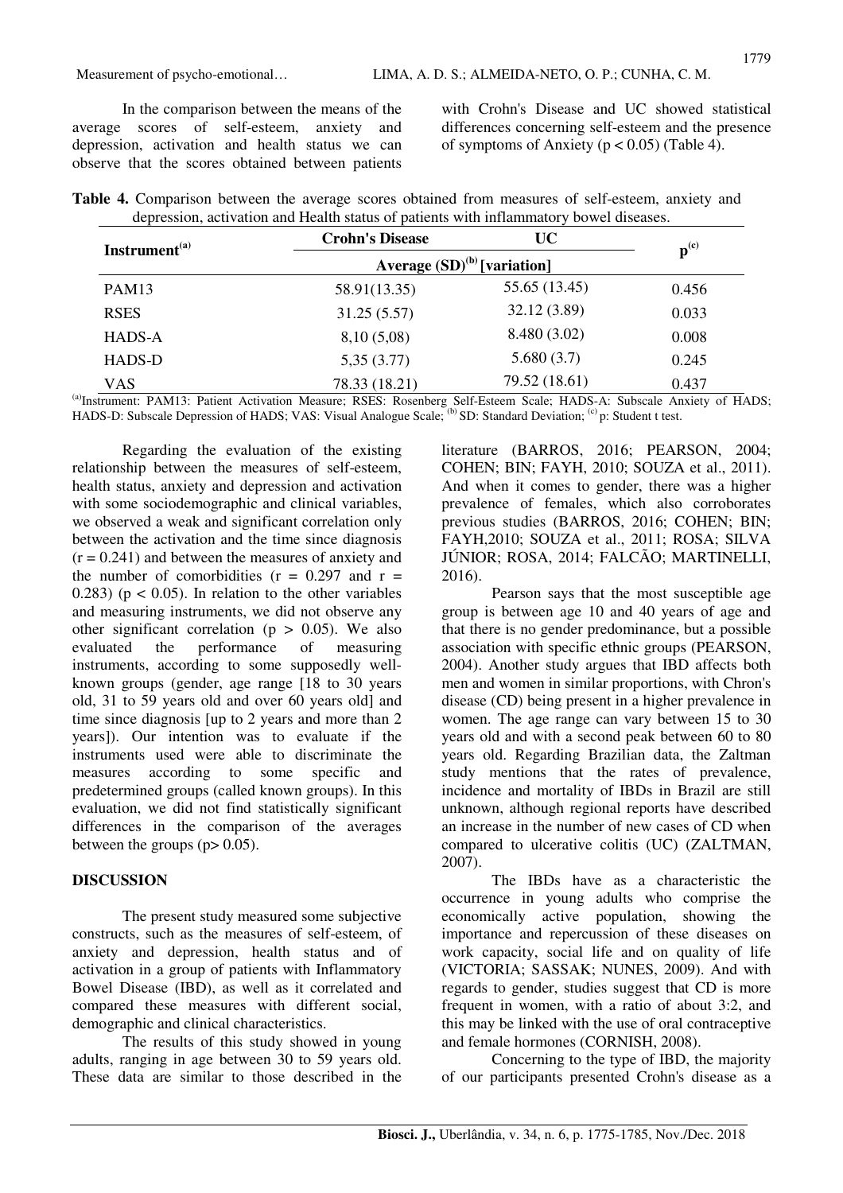In the comparison between the means of the average scores of self-esteem, anxiety and depression, activation and health status we can observe that the scores obtained between patients with Crohn's Disease and UC showed statistical differences concerning self-esteem and the presence of symptoms of Anxiety ($p < 0.05$) (Table 4).

**Table 4.** Comparison between the average scores obtained from measures of self-esteem, anxiety and depression, activation and Health status of patients with inflammatory bowel diseases.

| Instrument[(a)] | Crohn's Disease | UC | p[(c)] |
|---|---|---|---|
| | Average (SD)[(b)] [variation] | | |
| PAM13 | 58.91(13.35) | 55.65 (13.45) | 0.456 |
| RSES | 31.25 (5.57) | 32.12 (3.89) | 0.033 |
| HADS-A | 8,10 (5,08) | 8.480 (3.02) | 0.008 |
| HADS-D | 5,35 (3.77) | 5.680 (3.7) | 0.245 |
| VAS | 78.33 (18.21) | 79.52 (18.61) | 0.437 |

[(a)]Instrument: PAM13: Patient Activation Measure; RSES: Rosenberg Self-Esteem Scale; HADS-A: Subscale Anxiety of HADS; HADS-D: Subscale Depression of HADS; VAS: Visual Analogue Scale; [(b)] SD: Standard Deviation; [(c)] p: Student t test.

Regarding the evaluation of the existing relationship between the measures of self-esteem, health status, anxiety and depression and activation with some sociodemographic and clinical variables, we observed a weak and significant correlation only between the activation and the time since diagnosis ($r = 0.241$) and between the measures of anxiety and the number of comorbidities ($r = 0.297$ and $r = 0.283$) ($p < 0.05$). In relation to the other variables and measuring instruments, we did not observe any other significant correlation ($p > 0.05$). We also evaluated the performance of measuring instruments, according to some supposedly well-known groups (gender, age range [18 to 30 years old, 31 to 59 years old and over 60 years old] and time since diagnosis [up to 2 years and more than 2 years]). Our intention was to evaluate if the instruments used were able to discriminate the measures according to some specific and predetermined groups (called known groups). In this evaluation, we did not find statistically significant differences in the comparison of the averages between the groups ($p > 0.05$).

## DISCUSSION

The present study measured some subjective constructs, such as the measures of self-esteem, of anxiety and depression, health status and of activation in a group of patients with Inflammatory Bowel Disease (IBD), as well as it correlated and compared these measures with different social, demographic and clinical characteristics.

The results of this study showed in young adults, ranging in age between 30 to 59 years old. These data are similar to those described in the literature (BARROS, 2016; PEARSON, 2004; COHEN; BIN; FAYH, 2010; SOUZA et al., 2011). And when it comes to gender, there was a higher prevalence of females, which also corroborates previous studies (BARROS, 2016; COHEN; BIN; FAYH,2010; SOUZA et al., 2011; ROSA; SILVA JÚNIOR; ROSA, 2014; FALCÃO; MARTINELLI, 2016).

Pearson says that the most susceptible age group is between age 10 and 40 years of age and that there is no gender predominance, but a possible association with specific ethnic groups (PEARSON, 2004). Another study argues that IBD affects both men and women in similar proportions, with Chron's disease (CD) being present in a higher prevalence in women. The age range can vary between 15 to 30 years old and with a second peak between 60 to 80 years old. Regarding Brazilian data, the Zaltman study mentions that the rates of prevalence, incidence and mortality of IBDs in Brazil are still unknown, although regional reports have described an increase in the number of new cases of CD when compared to ulcerative colitis (UC) (ZALTMAN, 2007).

The IBDs have as a characteristic the occurrence in young adults who comprise the economically active population, showing the importance and repercussion of these diseases on work capacity, social life and on quality of life (VICTORIA; SASSAK; NUNES, 2009). And with regards to gender, studies suggest that CD is more frequent in women, with a ratio of about 3:2, and this may be linked with the use of oral contraceptive and female hormones (CORNISH, 2008).

Concerning to the type of IBD, the majority of our participants presented Crohn's disease as a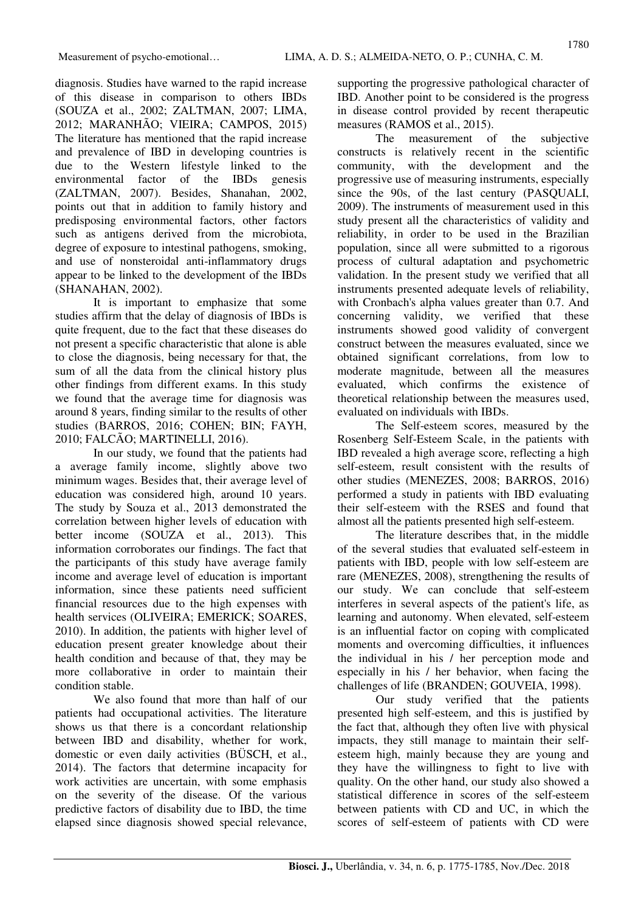diagnosis. Studies have warned to the rapid increase of this disease in comparison to others IBDs (SOUZA et al., 2002; ZALTMAN, 2007; LIMA, 2012; MARANHÃO; VIEIRA; CAMPOS, 2015) The literature has mentioned that the rapid increase and prevalence of IBD in developing countries is due to the Western lifestyle linked to the environmental factor of the IBDs genesis (ZALTMAN, 2007). Besides, Shanahan, 2002, points out that in addition to family history and predisposing environmental factors, other factors such as antigens derived from the microbiota, degree of exposure to intestinal pathogens, smoking, and use of nonsteroidal anti-inflammatory drugs appear to be linked to the development of the IBDs (SHANAHAN, 2002).

It is important to emphasize that some studies affirm that the delay of diagnosis of IBDs is quite frequent, due to the fact that these diseases do not present a specific characteristic that alone is able to close the diagnosis, being necessary for that, the sum of all the data from the clinical history plus other findings from different exams. In this study we found that the average time for diagnosis was around 8 years, finding similar to the results of other studies (BARROS, 2016; COHEN; BIN; FAYH, 2010; FALCÃO; MARTINELLI, 2016).

In our study, we found that the patients had a average family income, slightly above two minimum wages. Besides that, their average level of education was considered high, around 10 years. The study by Souza et al., 2013 demonstrated the correlation between higher levels of education with better income (SOUZA et al., 2013). This information corroborates our findings. The fact that the participants of this study have average family income and average level of education is important information, since these patients need sufficient financial resources due to the high expenses with health services (OLIVEIRA; EMERICK; SOARES, 2010). In addition, the patients with higher level of education present greater knowledge about their health condition and because of that, they may be more collaborative in order to maintain their condition stable.

We also found that more than half of our patients had occupational activities. The literature shows us that there is a concordant relationship between IBD and disability, whether for work, domestic or even daily activities (BÜSCH, et al., 2014). The factors that determine incapacity for work activities are uncertain, with some emphasis on the severity of the disease. Of the various predictive factors of disability due to IBD, the time elapsed since diagnosis showed special relevance, supporting the progressive pathological character of IBD. Another point to be considered is the progress in disease control provided by recent therapeutic measures (RAMOS et al., 2015).

The measurement of the subjective constructs is relatively recent in the scientific community, with the development and the progressive use of measuring instruments, especially since the 90s, of the last century (PASQUALI, 2009). The instruments of measurement used in this study present all the characteristics of validity and reliability, in order to be used in the Brazilian population, since all were submitted to a rigorous process of cultural adaptation and psychometric validation. In the present study we verified that all instruments presented adequate levels of reliability, with Cronbach's alpha values greater than 0.7. And concerning validity, we verified that these instruments showed good validity of convergent construct between the measures evaluated, since we obtained significant correlations, from low to moderate magnitude, between all the measures evaluated, which confirms the existence of theoretical relationship between the measures used, evaluated on individuals with IBDs.

The Self-esteem scores, measured by the Rosenberg Self-Esteem Scale, in the patients with IBD revealed a high average score, reflecting a high self-esteem, result consistent with the results of other studies (MENEZES, 2008; BARROS, 2016) performed a study in patients with IBD evaluating their self-esteem with the RSES and found that almost all the patients presented high self-esteem.

The literature describes that, in the middle of the several studies that evaluated self-esteem in patients with IBD, people with low self-esteem are rare (MENEZES, 2008), strengthening the results of our study. We can conclude that self-esteem interferes in several aspects of the patient's life, as learning and autonomy. When elevated, self-esteem is an influential factor on coping with complicated moments and overcoming difficulties, it influences the individual in his / her perception mode and especially in his / her behavior, when facing the challenges of life (BRANDEN; GOUVEIA, 1998).

Our study verified that the patients presented high self-esteem, and this is justified by the fact that, although they often live with physical impacts, they still manage to maintain their self-esteem high, mainly because they are young and they have the willingness to fight to live with quality. On the other hand, our study also showed a statistical difference in scores of the self-esteem between patients with CD and UC, in which the scores of self-esteem of patients with CD were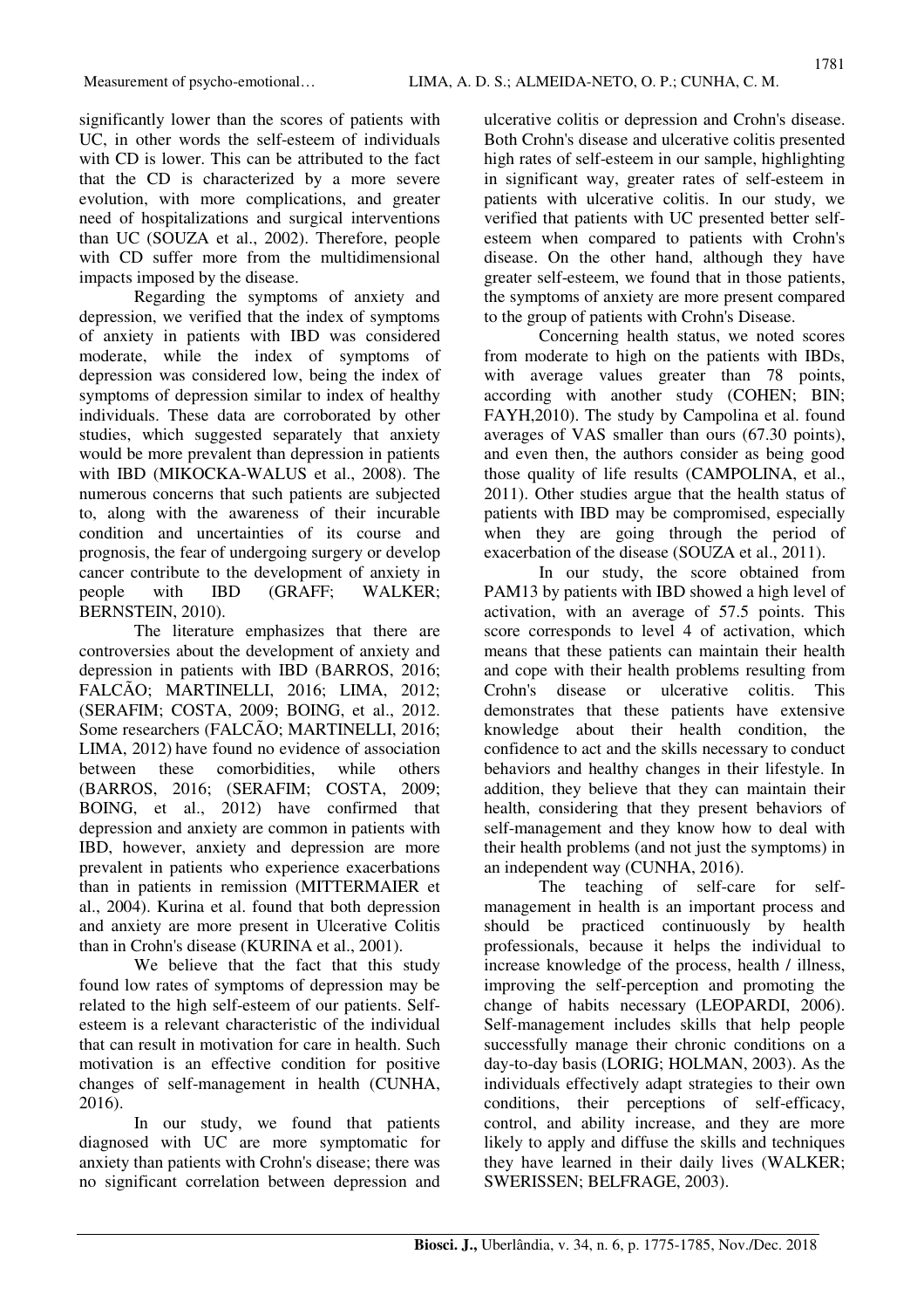significantly lower than the scores of patients with UC, in other words the self-esteem of individuals with CD is lower. This can be attributed to the fact that the CD is characterized by a more severe evolution, with more complications, and greater need of hospitalizations and surgical interventions than UC (SOUZA et al., 2002). Therefore, people with CD suffer more from the multidimensional impacts imposed by the disease.

Regarding the symptoms of anxiety and depression, we verified that the index of symptoms of anxiety in patients with IBD was considered moderate, while the index of symptoms of depression was considered low, being the index of symptoms of depression similar to index of healthy individuals. These data are corroborated by other studies, which suggested separately that anxiety would be more prevalent than depression in patients with IBD (MIKOCKA-WALUS et al., 2008). The numerous concerns that such patients are subjected to, along with the awareness of their incurable condition and uncertainties of its course and prognosis, the fear of undergoing surgery or develop cancer contribute to the development of anxiety in people with IBD (GRAFF; WALKER; BERNSTEIN, 2010).

The literature emphasizes that there are controversies about the development of anxiety and depression in patients with IBD (BARROS, 2016; FALCÃO; MARTINELLI, 2016; LIMA, 2012; (SERAFIM; COSTA, 2009; BOING, et al., 2012. Some researchers (FALCÃO; MARTINELLI, 2016; LIMA, 2012) have found no evidence of association between these comorbidities, while others (BARROS, 2016; (SERAFIM; COSTA, 2009; BOING, et al., 2012) have confirmed that depression and anxiety are common in patients with IBD, however, anxiety and depression are more prevalent in patients who experience exacerbations than in patients in remission (MITTERMAIER et al., 2004). Kurina et al. found that both depression and anxiety are more present in Ulcerative Colitis than in Crohn's disease (KURINA et al., 2001).

We believe that the fact that this study found low rates of symptoms of depression may be related to the high self-esteem of our patients. Self-esteem is a relevant characteristic of the individual that can result in motivation for care in health. Such motivation is an effective condition for positive changes of self-management in health (CUNHA, 2016).

In our study, we found that patients diagnosed with UC are more symptomatic for anxiety than patients with Crohn's disease; there was no significant correlation between depression and ulcerative colitis or depression and Crohn's disease. Both Crohn's disease and ulcerative colitis presented high rates of self-esteem in our sample, highlighting in significant way, greater rates of self-esteem in patients with ulcerative colitis. In our study, we verified that patients with UC presented better self-esteem when compared to patients with Crohn's disease. On the other hand, although they have greater self-esteem, we found that in those patients, the symptoms of anxiety are more present compared to the group of patients with Crohn's Disease.

Concerning health status, we noted scores from moderate to high on the patients with IBDs, with average values greater than 78 points, according with another study (COHEN; BIN; FAYH,2010). The study by Campolina et al. found averages of VAS smaller than ours (67.30 points), and even then, the authors consider as being good those quality of life results (CAMPOLINA, et al., 2011). Other studies argue that the health status of patients with IBD may be compromised, especially when they are going through the period of exacerbation of the disease (SOUZA et al., 2011).

In our study, the score obtained from PAM13 by patients with IBD showed a high level of activation, with an average of 57.5 points. This score corresponds to level 4 of activation, which means that these patients can maintain their health and cope with their health problems resulting from Crohn's disease or ulcerative colitis. This demonstrates that these patients have extensive knowledge about their health condition, the confidence to act and the skills necessary to conduct behaviors and healthy changes in their lifestyle. In addition, they believe that they can maintain their health, considering that they present behaviors of self-management and they know how to deal with their health problems (and not just the symptoms) in an independent way (CUNHA, 2016).

The teaching of self-care for self-management in health is an important process and should be practiced continuously by health professionals, because it helps the individual to increase knowledge of the process, health / illness, improving the self-perception and promoting the change of habits necessary (LEOPARDI, 2006). Self-management includes skills that help people successfully manage their chronic conditions on a day-to-day basis (LORIG; HOLMAN, 2003). As the individuals effectively adapt strategies to their own conditions, their perceptions of self-efficacy, control, and ability increase, and they are more likely to apply and diffuse the skills and techniques they have learned in their daily lives (WALKER; SWERISSEN; BELFRAGE, 2003).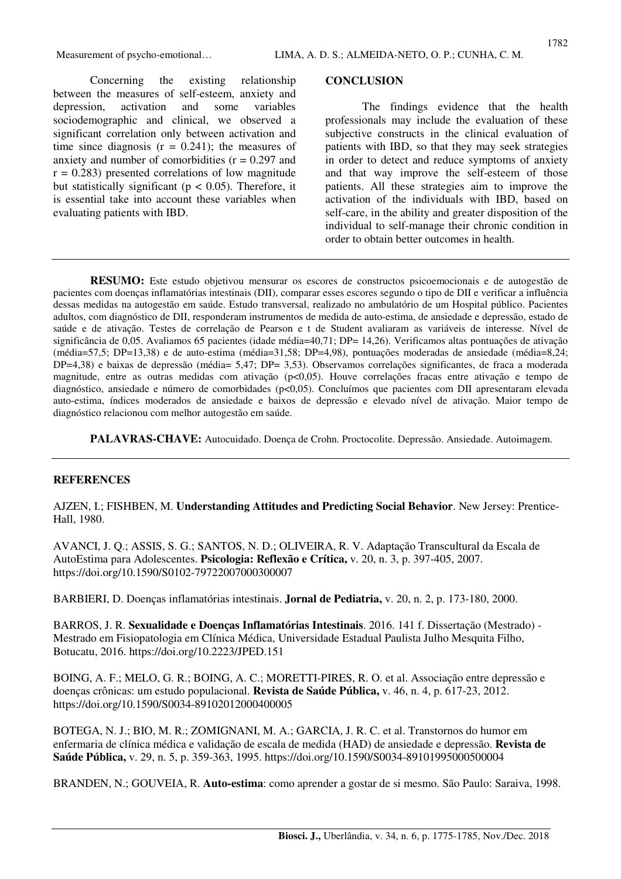Concerning the existing relationship between the measures of self-esteem, anxiety and depression, activation and some variables sociodemographic and clinical, we observed a significant correlation only between activation and time since diagnosis ($r = 0.241$); the measures of anxiety and number of comorbidities ($r = 0.297$ and $r = 0.283$) presented correlations of low magnitude but statistically significant ($p < 0.05$). Therefore, it is essential take into account these variables when evaluating patients with IBD.

## CONCLUSION

The findings evidence that the health professionals may include the evaluation of these subjective constructs in the clinical evaluation of patients with IBD, so that they may seek strategies in order to detect and reduce symptoms of anxiety and that way improve the self-esteem of those patients. All these strategies aim to improve the activation of the individuals with IBD, based on self-care, in the ability and greater disposition of the individual to self-manage their chronic condition in order to obtain better outcomes in health.

---

**RESUMO:** Este estudo objetivou mensurar os escores de constructos psicoemocionais e de autogestão de pacientes com doenças inflamatórias intestinais (DII), comparar esses escores segundo o tipo de DII e verificar a influência dessas medidas na autogestão em saúde. Estudo transversal, realizado no ambulatório de um Hospital público. Pacientes adultos, com diagnóstico de DII, responderam instrumentos de medida de auto-estima, de ansiedade e depressão, estado de saúde e de ativação. Testes de correlação de Pearson e t de Student avaliaram as variáveis de interesse. Nível de significância de 0,05. Avaliamos 65 pacientes (idade média=40,71; DP= 14,26). Verificamos altas pontuações de ativação (média=57,5; DP=13,38) e de auto-estima (média=31,58; DP=4,98), pontuações moderadas de ansiedade (média=8,24; DP=4,38) e baixas de depressão (média= 5,47; DP= 3,53). Observamos correlações significantes, de fraca a moderada magnitude, entre as outras medidas com ativação (p<0,05). Houve correlações fracas entre ativação e tempo de diagnóstico, ansiedade e número de comorbidades (p<0,05). Concluímos que pacientes com DII apresentaram elevada auto-estima, índices moderados de ansiedade e baixos de depressão e elevado nível de ativação. Maior tempo de diagnóstico relacionou com melhor autogestão em saúde.

**PALAVRAS-CHAVE:** Autocuidado. Doença de Crohn. Proctocolite. Depressão. Ansiedade. Autoimagem.

---

## REFERENCES

AJZEN, I.; FISHBEN, M. **Understanding Attitudes and Predicting Social Behavior**. New Jersey: Prentice-Hall, 1980.

AVANCI, J. Q.; ASSIS, S. G.; SANTOS, N. D.; OLIVEIRA, R. V. Adaptação Transcultural da Escala de AutoEstima para Adolescentes. **Psicologia: Reflexão e Crítica,** v. 20, n. 3, p. 397-405, 2007. https://doi.org/10.1590/S0102-79722007000300007

BARBIERI, D. Doenças inflamatórias intestinais. **Jornal de Pediatria,** v. 20, n. 2, p. 173-180, 2000.

BARROS, J. R. **Sexualidade e Doenças Inflamatórias Intestinais**. 2016. 141 f. Dissertação (Mestrado) - Mestrado em Fisiopatologia em Clínica Médica, Universidade Estadual Paulista Julho Mesquita Filho, Botucatu, 2016. https://doi.org/10.2223/JPED.151

BOING, A. F.; MELO, G. R.; BOING, A. C.; MORETTI-PIRES, R. O. et al. Associação entre depressão e doenças crônicas: um estudo populacional. **Revista de Saúde Pública,** v. 46, n. 4, p. 617-23, 2012. https://doi.org/10.1590/S0034-89102012000400005

BOTEGA, N. J.; BIO, M. R.; ZOMIGNANI, M. A.; GARCIA, J. R. C. et al. Transtornos do humor em enfermaria de clínica médica e validação de escala de medida (HAD) de ansiedade e depressão. **Revista de Saúde Pública,** v. 29, n. 5, p. 359-363, 1995. https://doi.org/10.1590/S0034-89101995000500004

BRANDEN, N.; GOUVEIA, R. **Auto-estima**: como aprender a gostar de si mesmo. São Paulo: Saraiva, 1998.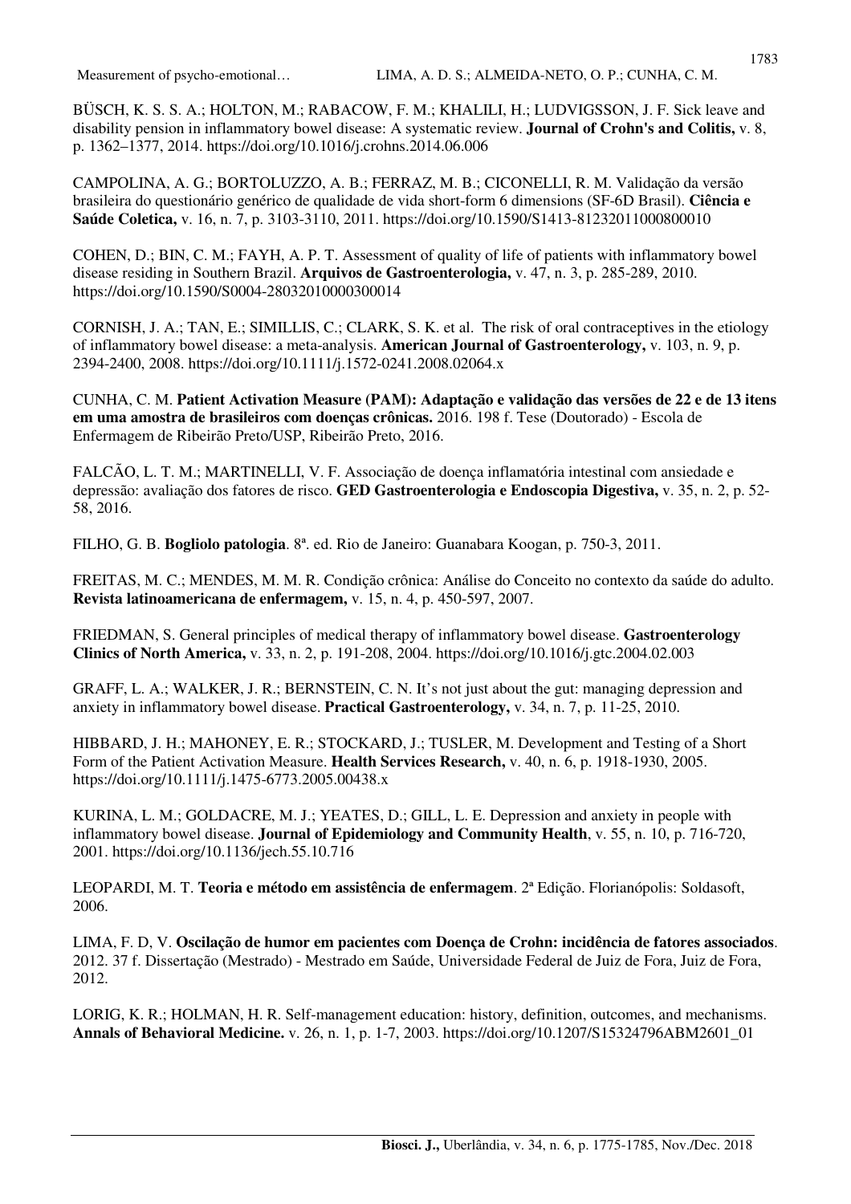BÜSCH, K. S. S. A.; HOLTON, M.; RABACOW, F. M.; KHALILI, H.; LUDVIGSSON, J. F. Sick leave and disability pension in inflammatory bowel disease: A systematic review. **Journal of Crohn's and Colitis,** v. 8, p. 1362–1377, 2014. https://doi.org/10.1016/j.crohns.2014.06.006

CAMPOLINA, A. G.; BORTOLUZZO, A. B.; FERRAZ, M. B.; CICONELLI, R. M. Validação da versão brasileira do questionário genérico de qualidade de vida short-form 6 dimensions (SF-6D Brasil). **Ciência e Saúde Coletica,** v. 16, n. 7, p. 3103-3110, 2011. https://doi.org/10.1590/S1413-81232011000800010

COHEN, D.; BIN, C. M.; FAYH, A. P. T. Assessment of quality of life of patients with inflammatory bowel disease residing in Southern Brazil. **Arquivos de Gastroenterologia,** v. 47, n. 3, p. 285-289, 2010. https://doi.org/10.1590/S0004-28032010000300014

CORNISH, J. A.; TAN, E.; SIMILLIS, C.; CLARK, S. K. et al. The risk of oral contraceptives in the etiology of inflammatory bowel disease: a meta-analysis. **American Journal of Gastroenterology,** v. 103, n. 9, p. 2394-2400, 2008. https://doi.org/10.1111/j.1572-0241.2008.02064.x

CUNHA, C. M. **Patient Activation Measure (PAM): Adaptação e validação das versões de 22 e de 13 itens em uma amostra de brasileiros com doenças crônicas.** 2016. 198 f. Tese (Doutorado) - Escola de Enfermagem de Ribeirão Preto/USP, Ribeirão Preto, 2016.

FALCÃO, L. T. M.; MARTINELLI, V. F. Associação de doença inflamatória intestinal com ansiedade e depressão: avaliação dos fatores de risco. **GED Gastroenterologia e Endoscopia Digestiva,** v. 35, n. 2, p. 52-58, 2016.

FILHO, G. B. **Bogliolo patologia**. 8ª. ed. Rio de Janeiro: Guanabara Koogan, p. 750-3, 2011.

FREITAS, M. C.; MENDES, M. M. R. Condição crônica: Análise do Conceito no contexto da saúde do adulto. **Revista latinoamericana de enfermagem,** v. 15, n. 4, p. 450-597, 2007.

FRIEDMAN, S. General principles of medical therapy of inflammatory bowel disease. **Gastroenterology Clinics of North America,** v. 33, n. 2, p. 191-208, 2004. https://doi.org/10.1016/j.gtc.2004.02.003

GRAFF, L. A.; WALKER, J. R.; BERNSTEIN, C. N. It's not just about the gut: managing depression and anxiety in inflammatory bowel disease. **Practical Gastroenterology,** v. 34, n. 7, p. 11-25, 2010.

HIBBARD, J. H.; MAHONEY, E. R.; STOCKARD, J.; TUSLER, M. Development and Testing of a Short Form of the Patient Activation Measure. **Health Services Research,** v. 40, n. 6, p. 1918-1930, 2005. https://doi.org/10.1111/j.1475-6773.2005.00438.x

KURINA, L. M.; GOLDACRE, M. J.; YEATES, D.; GILL, L. E. Depression and anxiety in people with inflammatory bowel disease. **Journal of Epidemiology and Community Health**, v. 55, n. 10, p. 716-720, 2001. https://doi.org/10.1136/jech.55.10.716

LEOPARDI, M. T. **Teoria e método em assistência de enfermagem**. 2ª Edição. Florianópolis: Soldasoft, 2006.

LIMA, F. D, V. **Oscilação de humor em pacientes com Doença de Crohn: incidência de fatores associados**. 2012. 37 f. Dissertação (Mestrado) - Mestrado em Saúde, Universidade Federal de Juiz de Fora, Juiz de Fora, 2012.

LORIG, K. R.; HOLMAN, H. R. Self-management education: history, definition, outcomes, and mechanisms. **Annals of Behavioral Medicine.** v. 26, n. 1, p. 1-7, 2003. https://doi.org/10.1207/S15324796ABM2601_01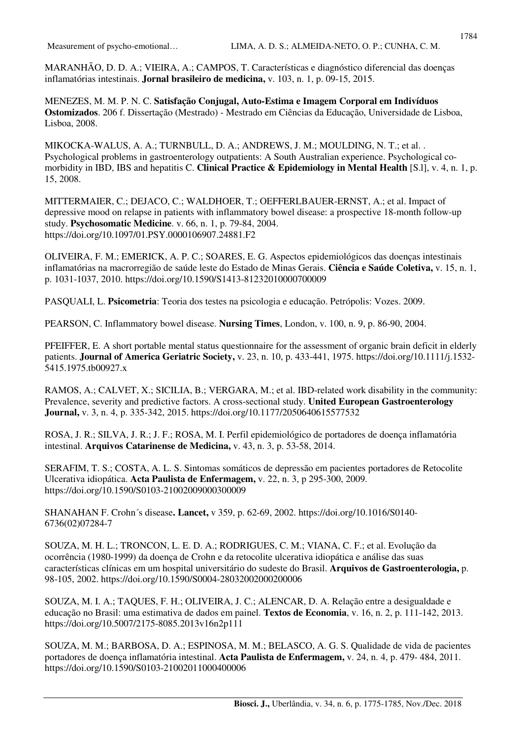MARANHÃO, D. D. A.; VIEIRA, A.; CAMPOS, T. Características e diagnóstico diferencial das doenças inflamatórias intestinais. **Jornal brasileiro de medicina,** v. 103, n. 1, p. 09-15, 2015.

MENEZES, M. M. P. N. C. **Satisfação Conjugal, Auto-Estima e Imagem Corporal em Indivíduos Ostomizados**. 206 f. Dissertação (Mestrado) - Mestrado em Ciências da Educação, Universidade de Lisboa, Lisboa, 2008.

MIKOCKA-WALUS, A. A.; TURNBULL, D. A.; ANDREWS, J. M.; MOULDING, N. T.; et al. . Psychological problems in gastroenterology outpatients: A South Australian experience. Psychological co-morbidity in IBD, IBS and hepatitis C. **Clinical Practice & Epidemiology in Mental Health** [S.l], v. 4, n. 1, p. 15, 2008.

MITTERMAIER, C.; DEJACO, C.; WALDHOER, T.; OEFFERLBAUER-ERNST, A.; et al. Impact of depressive mood on relapse in patients with inflammatory bowel disease: a prospective 18-month follow-up study. **Psychosomatic Medicine**. v. 66, n. 1, p. 79-84, 2004. https://doi.org/10.1097/01.PSY.0000106907.24881.F2

OLIVEIRA, F. M.; EMERICK, A. P. C.; SOARES, E. G. Aspectos epidemiológicos das doenças intestinais inflamatórias na macrorregião de saúde leste do Estado de Minas Gerais. **Ciência e Saúde Coletiva,** v. 15, n. 1, p. 1031-1037, 2010. https://doi.org/10.1590/S1413-81232010000700009

PASQUALI, L. **Psicometria**: Teoria dos testes na psicologia e educação. Petrópolis: Vozes. 2009.

PEARSON, C. Inflammatory bowel disease. **Nursing Times**, London, v. 100, n. 9, p. 86-90, 2004.

PFEIFFER, E. A short portable mental status questionnaire for the assessment of organic brain deficit in elderly patients. **Journal of America Geriatric Society,** v. 23, n. 10, p. 433-441, 1975. https://doi.org/10.1111/j.1532-5415.1975.tb00927.x

RAMOS, A.; CALVET, X.; SICILIA, B.; VERGARA, M.; et al. IBD-related work disability in the community: Prevalence, severity and predictive factors. A cross-sectional study. **United European Gastroenterology Journal,** v. 3, n. 4, p. 335-342, 2015. https://doi.org/10.1177/2050640615577532

ROSA, J. R.; SILVA, J. R.; J. F.; ROSA, M. I. Perfil epidemiológico de portadores de doença inflamatória intestinal. **Arquivos Catarinense de Medicina,** v. 43, n. 3, p. 53-58, 2014.

SERAFIM, T. S.; COSTA, A. L. S. Sintomas somáticos de depressão em pacientes portadores de Retocolite Ulcerativa idiopática. **Acta Paulista de Enfermagem,** v. 22, n. 3, p 295-300, 2009. https://doi.org/10.1590/S0103-21002009000300009

SHANAHAN F. Crohn´s disease**. Lancet,** v 359, p. 62-69, 2002. https://doi.org/10.1016/S0140-6736(02)07284-7

SOUZA, M. H. L.; TRONCON, L. E. D. A.; RODRIGUES, C. M.; VIANA, C. F.; et al. Evolução da ocorrência (1980-1999) da doença de Crohn e da retocolite ulcerativa idiopática e análise das suas características clínicas em um hospital universitário do sudeste do Brasil. **Arquivos de Gastroenterologia,** p. 98-105, 2002. https://doi.org/10.1590/S0004-28032002000200006

SOUZA, M. I. A.; TAQUES, F. H.; OLIVEIRA, J. C.; ALENCAR, D. A. Relação entre a desigualdade e educação no Brasil: uma estimativa de dados em painel. **Textos de Economia**, v. 16, n. 2, p. 111-142, 2013. https://doi.org/10.5007/2175-8085.2013v16n2p111

SOUZA, M. M.; BARBOSA, D. A.; ESPINOSA, M. M.; BELASCO, A. G. S. Qualidade de vida de pacientes portadores de doença inflamatória intestinal. **Acta Paulista de Enfermagem,** v. 24, n. 4, p. 479- 484, 2011. https://doi.org/10.1590/S0103-21002011000400006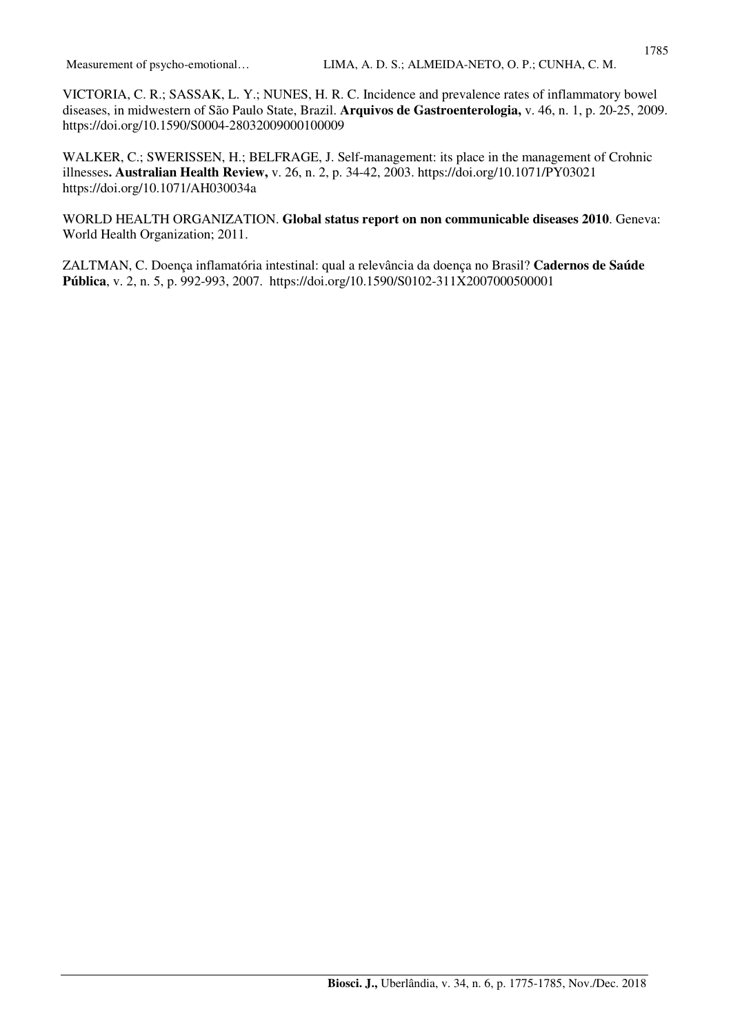VICTORIA, C. R.; SASSAK, L. Y.; NUNES, H. R. C. Incidence and prevalence rates of inflammatory bowel diseases, in midwestern of São Paulo State, Brazil. **Arquivos de Gastroenterologia,** v. 46, n. 1, p. 20-25, 2009. https://doi.org/10.1590/S0004-28032009000100009

WALKER, C.; SWERISSEN, H.; BELFRAGE, J. Self-management: its place in the management of Crohnic illnesses**. Australian Health Review,** v. 26, n. 2, p. 34-42, 2003. https://doi.org/10.1071/PY03021 https://doi.org/10.1071/AH030034a

WORLD HEALTH ORGANIZATION. **Global status report on non communicable diseases 2010**. Geneva: World Health Organization; 2011.

ZALTMAN, C. Doença inflamatória intestinal: qual a relevância da doença no Brasil? **Cadernos de Saúde Pública**, v. 2, n. 5, p. 992-993, 2007. https://doi.org/10.1590/S0102-311X2007000500001